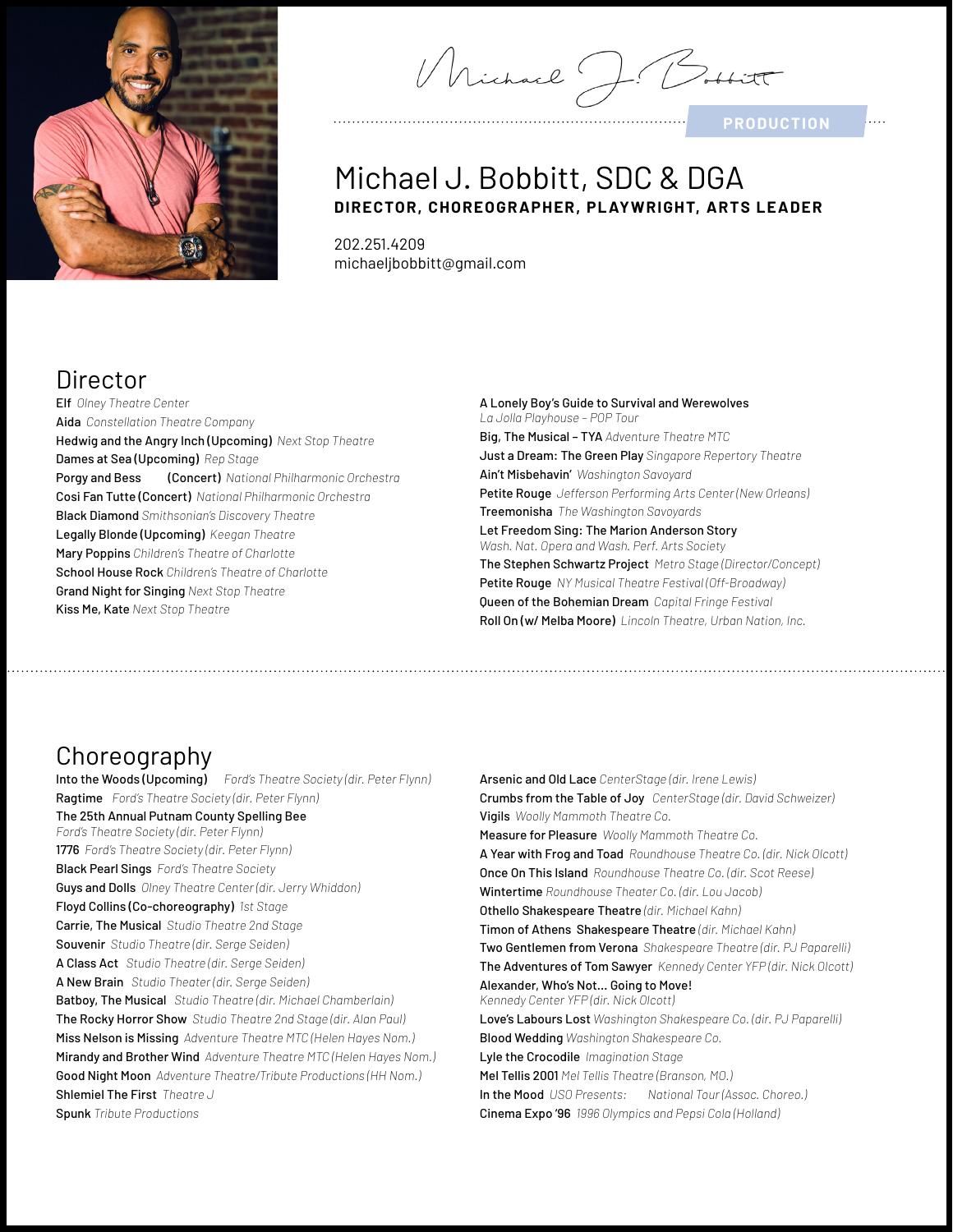Michael J. Bobbitt

PRODUCTION

# Michael J. Bobbitt, SDC & DGA

**DIRECTOR, CHOREOGRAPHER, PLAYWRIGHT, ARTS LEADER**

202.251.4209
michaeljbobbitt@gmail.com

## Director

- **Elf** *Olney Theatre Center*
- **Aida** *Constellation Theatre Company*
- **Hedwig and the Angry Inch (Upcoming)** *Next Stop Theatre*
- **Dames at Sea (Upcoming)** *Rep Stage*
- **Porgy and Bess (Concert)** *National Philharmonic Orchestra*
- **Cosi Fan Tutte (Concert)** *National Philharmonic Orchestra*
- **Black Diamond** *Smithsonian's Discovery Theatre*
- **Legally Blonde (Upcoming)** *Keegan Theatre*
- **Mary Poppins** *Children's Theatre of Charlotte*
- **School House Rock** *Children's Theatre of Charlotte*
- **Grand Night for Singing** *Next Stop Theatre*
- **Kiss Me, Kate** *Next Stop Theatre*
- **A Lonely Boy's Guide to Survival and Werewolves** *La Jolla Playhouse – POP Tour*
- **Big, The Musical – TYA** *Adventure Theatre MTC*
- **Just a Dream: The Green Play** *Singapore Repertory Theatre*
- **Ain't Misbehavin'** *Washington Savoyard*
- **Petite Rouge** *Jefferson Performing Arts Center (New Orleans)*
- **Treemonisha** *The Washington Savoyards*
- **Let Freedom Sing: The Marion Anderson Story** *Wash. Nat. Opera and Wash. Perf. Arts Society*
- **The Stephen Schwartz Project** *Metro Stage (Director/Concept)*
- **Petite Rouge** *NY Musical Theatre Festival (Off-Broadway)*
- **Queen of the Bohemian Dream** *Capital Fringe Festival*
- **Roll On (w/ Melba Moore)** *Lincoln Theatre, Urban Nation, Inc.*

## Choreography

- **Into the Woods (Upcoming)** *Ford's Theatre Society (dir. Peter Flynn)*
- **Ragtime** *Ford's Theatre Society (dir. Peter Flynn)*
- **The 25th Annual Putnam County Spelling Bee** *Ford's Theatre Society (dir. Peter Flynn)*
- **1776** *Ford's Theatre Society (dir. Peter Flynn)*
- **Black Pearl Sings** *Ford's Theatre Society*
- **Guys and Dolls** *Olney Theatre Center (dir. Jerry Whiddon)*
- **Floyd Collins (Co-choreography)** *1st Stage*
- **Carrie, The Musical** *Studio Theatre 2nd Stage*
- **Souvenir** *Studio Theatre (dir. Serge Seiden)*
- **A Class Act** *Studio Theatre (dir. Serge Seiden)*
- **A New Brain** *Studio Theater (dir. Serge Seiden)*
- **Batboy, The Musical** *Studio Theatre (dir. Michael Chamberlain)*
- **The Rocky Horror Show** *Studio Theatre 2nd Stage (dir. Alan Paul)*
- **Miss Nelson is Missing** *Adventure Theatre MTC (Helen Hayes Nom.)*
- **Mirandy and Brother Wind** *Adventure Theatre MTC (Helen Hayes Nom.)*
- **Good Night Moon** *Adventure Theatre/Tribute Productions (HH Nom.)*
- **Shlemiel The First** *Theatre J*
- **Spunk** *Tribute Productions*
- **Arsenic and Old Lace** *CenterStage (dir. Irene Lewis)*
- **Crumbs from the Table of Joy** *CenterStage (dir. David Schweizer)*
- **Vigils** *Woolly Mammoth Theatre Co.*
- **Measure for Pleasure** *Woolly Mammoth Theatre Co.*
- **A Year with Frog and Toad** *Roundhouse Theatre Co. (dir. Nick Olcott)*
- **Once On This Island** *Roundhouse Theatre Co. (dir. Scot Reese)*
- **Wintertime** *Roundhouse Theater Co. (dir. Lou Jacob)*
- **Othello Shakespeare Theatre** *(dir. Michael Kahn)*
- **Timon of Athens Shakespeare Theatre** *(dir. Michael Kahn)*
- **Two Gentlemen from Verona** *Shakespeare Theatre (dir. PJ Paparelli)*
- **The Adventures of Tom Sawyer** *Kennedy Center YFP (dir. Nick Olcott)*
- **Alexander, Who's Not... Going to Move!** *Kennedy Center YFP (dir. Nick Olcott)*
- **Love's Labours Lost** *Washington Shakespeare Co. (dir. PJ Paparelli)*
- **Blood Wedding** *Washington Shakespeare Co.*
- **Lyle the Crocodile** *Imagination Stage*
- **Mel Tellis 2001** *Mel Tellis Theatre (Branson, MO.)*
- **In the Mood** *USO Presents: National Tour (Assoc. Choreo.)*
- **Cinema Expo '96** *1996 Olympics and Pepsi Cola (Holland)*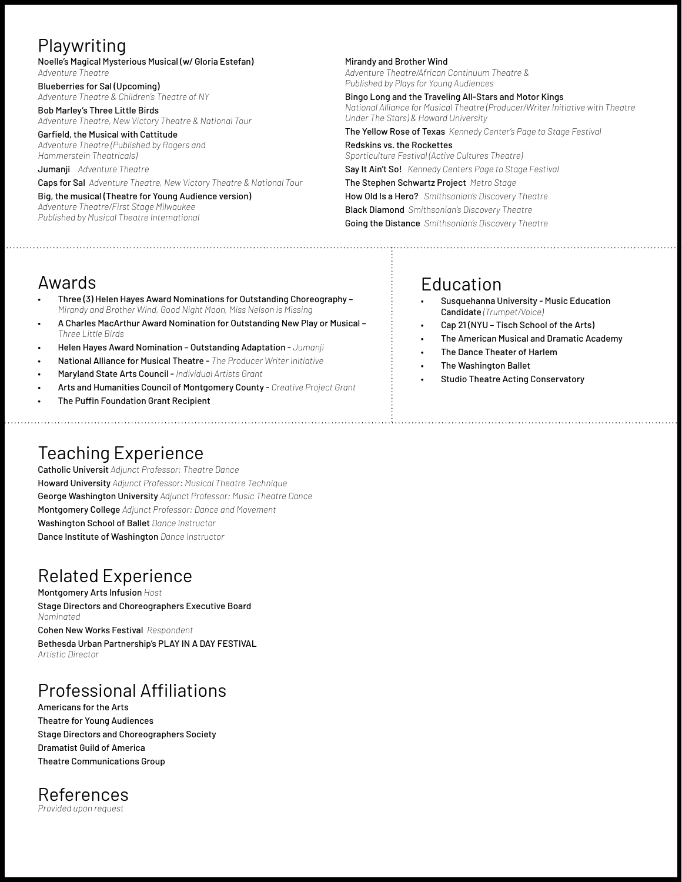## Playwriting

**Noelle's Magical Mysterious Musical (w/ Gloria Estefan)**
*Adventure Theatre*

**Blueberries for Sal (Upcoming)**
*Adventure Theatre & Children's Theatre of NY*

**Bob Marley's Three Little Birds**
*Adventure Theatre, New Victory Theatre & National Tour*

**Garfield, the Musical with Cattitude**
*Adventure Theatre (Published by Rogers and Hammerstein Theatricals)*

**Jumanji** *Adventure Theatre*

**Caps for Sal** *Adventure Theatre, New Victory Theatre & National Tour*

**Big, the musical (Theatre for Young Audience version)**
*Adventure Theatre/First Stage Milwaukee*
*Published by Musical Theatre International*

**Mirandy and Brother Wind**
*Adventure Theatre/African Continuum Theatre & Published by Plays for Young Audiences*

**Bingo Long and the Traveling All-Stars and Motor Kings**
*National Alliance for Musical Theatre (Producer/Writer Initiative with Theatre Under The Stars) & Howard University*

**The Yellow Rose of Texas** *Kennedy Center's Page to Stage Festival*

**Redskins vs. the Rockettes**
*Sporticulture Festival (Active Cultures Theatre)*

**Say It Ain't So!** *Kennedy Centers Page to Stage Festival*

**The Stephen Schwartz Project** *Metro Stage*

**How Old Is a Hero?** *Smithsonian's Discovery Theatre*

**Black Diamond** *Smithsonian's Discovery Theatre*

**Going the Distance** *Smithsonian's Discovery Theatre*

## Awards

- **Three (3) Helen Hayes Award Nominations for Outstanding Choreography –** *Mirandy and Brother Wind, Good Night Moon, Miss Nelson is Missing*
- **A Charles MacArthur Award Nomination for Outstanding New Play or Musical –** *Three Little Birds*
- **Helen Hayes Award Nomination – Outstanding Adaptation -** *Jumanji*
- **National Alliance for Musical Theatre -** *The Producer Writer Initiative*
- **Maryland State Arts Council -** *Individual Artists Grant*
- **Arts and Humanities Council of Montgomery County -** *Creative Project Grant*
- **The Puffin Foundation Grant Recipient**

## Education

- **Susquehanna University - Music Education Candidate** *(Trumpet/Voice)*
- **Cap 21 (NYU – Tisch School of the Arts)**
- **The American Musical and Dramatic Academy**
- **The Dance Theater of Harlem**
- **The Washington Ballet**
- **Studio Theatre Acting Conservatory**

## Teaching Experience

**Catholic Universit** *Adjunct Professor: Theatre Dance*
**Howard University** *Adjunct Professor: Musical Theatre Technique*
**George Washington University** *Adjunct Professor: Music Theatre Dance*
**Montgomery College** *Adjunct Professor: Dance and Movement*
**Washington School of Ballet** *Dance Instructor*
**Dance Institute of Washington** *Dance Instructor*

## Related Experience

**Montgomery Arts Infusion** *Host*

**Stage Directors and Choreographers Executive Board**
*Nominated*

**Cohen New Works Festival** *Respondent*

**Bethesda Urban Partnership's PLAY IN A DAY FESTIVAL**
*Artistic Director*

## Professional Affiliations

**Americans for the Arts**
**Theatre for Young Audiences**
**Stage Directors and Choreographers Society**
**Dramatist Guild of America**
**Theatre Communications Group**

## References

*Provided upon request*